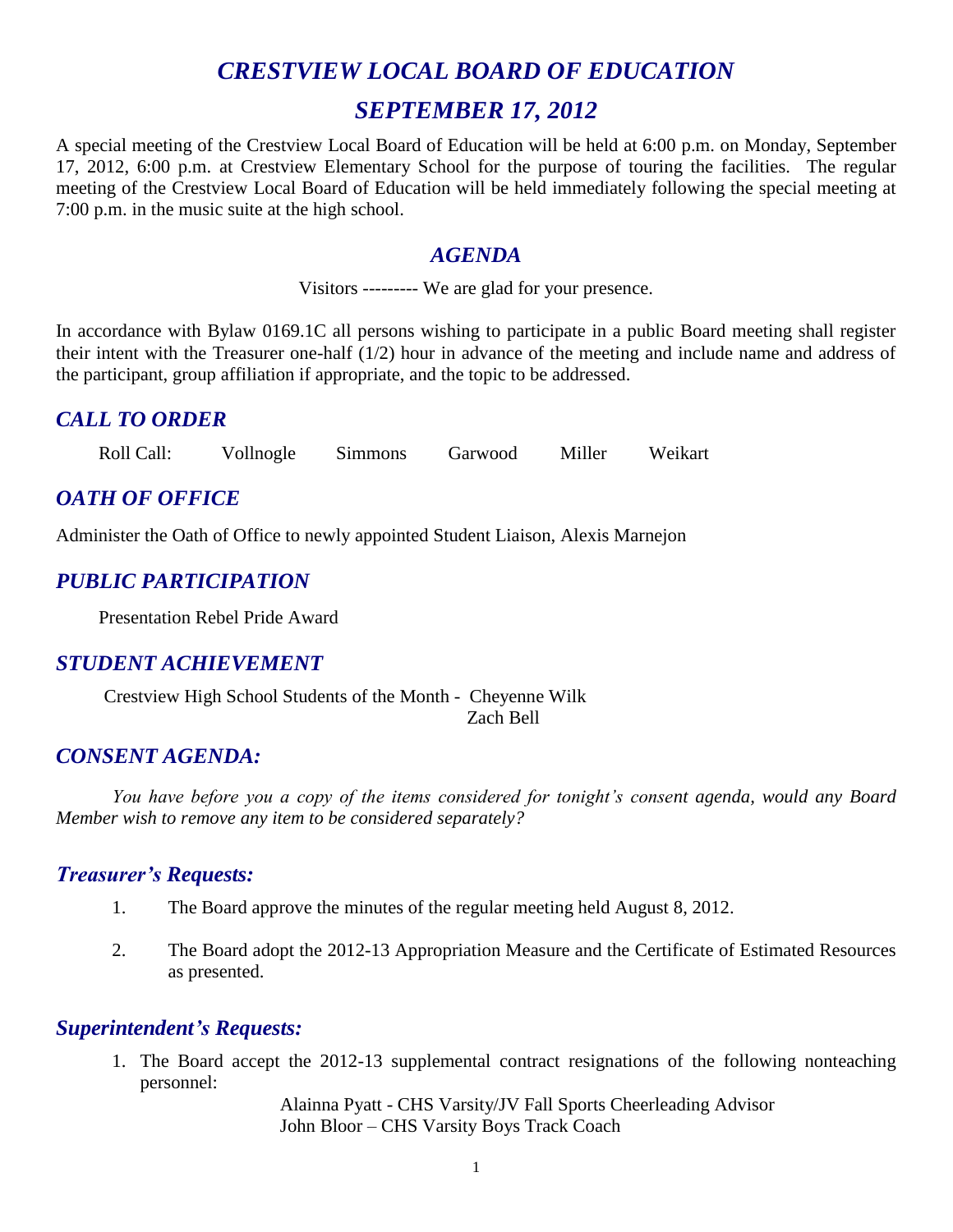# *CRESTVIEW LOCAL BOARD OF EDUCATION*

# *SEPTEMBER 17, 2012*

A special meeting of the Crestview Local Board of Education will be held at 6:00 p.m. on Monday, September 17, 2012, 6:00 p.m. at Crestview Elementary School for the purpose of touring the facilities. The regular meeting of the Crestview Local Board of Education will be held immediately following the special meeting at 7:00 p.m. in the music suite at the high school.

## *AGENDA*

Visitors --------- We are glad for your presence.

In accordance with Bylaw 0169.1C all persons wishing to participate in a public Board meeting shall register their intent with the Treasurer one-half (1/2) hour in advance of the meeting and include name and address of the participant, group affiliation if appropriate, and the topic to be addressed.

## *CALL TO ORDER*

Roll Call: Vollnogle Simmons Garwood Miller Weikart

## *OATH OF OFFICE*

Administer the Oath of Office to newly appointed Student Liaison, Alexis Marnejon

## *PUBLIC PARTICIPATION*

Presentation Rebel Pride Award

## *STUDENT ACHIEVEMENT*

Crestview High School Students of the Month - Cheyenne Wilk
Zach Bell

## *CONSENT AGENDA:*

*You have before you a copy of the items considered for tonight's consent agenda, would any Board Member wish to remove any item to be considered separately?*

### *Treasurer's Requests:*

1. The Board approve the minutes of the regular meeting held August 8, 2012.

2. The Board adopt the 2012-13 Appropriation Measure and the Certificate of Estimated Resources as presented.

### *Superintendent's Requests:*

1. The Board accept the 2012-13 supplemental contract resignations of the following nonteaching personnel:

   Alainna Pyatt - CHS Varsity/JV Fall Sports Cheerleading Advisor
   John Bloor – CHS Varsity Boys Track Coach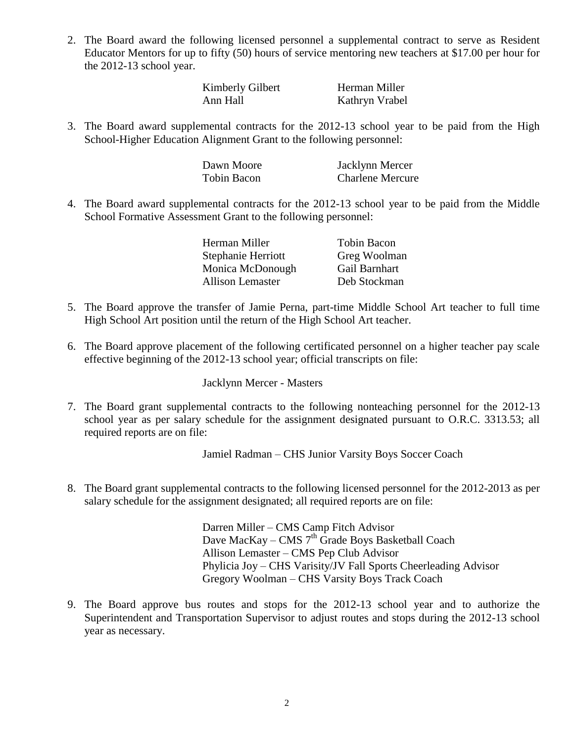2. The Board award the following licensed personnel a supplemental contract to serve as Resident Educator Mentors for up to fifty (50) hours of service mentoring new teachers at $17.00 per hour for the 2012-13 school year.

   Kimberly Gilbert  
   Herman Miller  
   Ann Hall  
   Kathryn Vrabel

3. The Board award supplemental contracts for the 2012-13 school year to be paid from the High School-Higher Education Alignment Grant to the following personnel:

   Dawn Moore  
   Jacklynn Mercer  
   Tobin Bacon  
   Charlene Mercure

4. The Board award supplemental contracts for the 2012-13 school year to be paid from the Middle School Formative Assessment Grant to the following personnel:

   Herman Miller  
   Tobin Bacon  
   Stephanie Herriott  
   Greg Woolman  
   Monica McDonough  
   Gail Barnhart  
   Allison Lemaster  
   Deb Stockman

5. The Board approve the transfer of Jamie Perna, part-time Middle School Art teacher to full time High School Art position until the return of the High School Art teacher.

6. The Board approve placement of the following certificated personnel on a higher teacher pay scale effective beginning of the 2012-13 school year; official transcripts on file:

   Jacklynn Mercer - Masters

7. The Board grant supplemental contracts to the following nonteaching personnel for the 2012-13 school year as per salary schedule for the assignment designated pursuant to O.R.C. 3313.53; all required reports are on file:

   Jamiel Radman – CHS Junior Varsity Boys Soccer Coach

8. The Board grant supplemental contracts to the following licensed personnel for the 2012-2013 as per salary schedule for the assignment designated; all required reports are on file:

   Darren Miller – CMS Camp Fitch Advisor  
   Dave MacKay – CMS 7th Grade Boys Basketball Coach  
   Allison Lemaster – CMS Pep Club Advisor  
   Phylicia Joy – CHS Varisity/JV Fall Sports Cheerleading Advisor  
   Gregory Woolman – CHS Varsity Boys Track Coach

9. The Board approve bus routes and stops for the 2012-13 school year and to authorize the Superintendent and Transportation Supervisor to adjust routes and stops during the 2012-13 school year as necessary.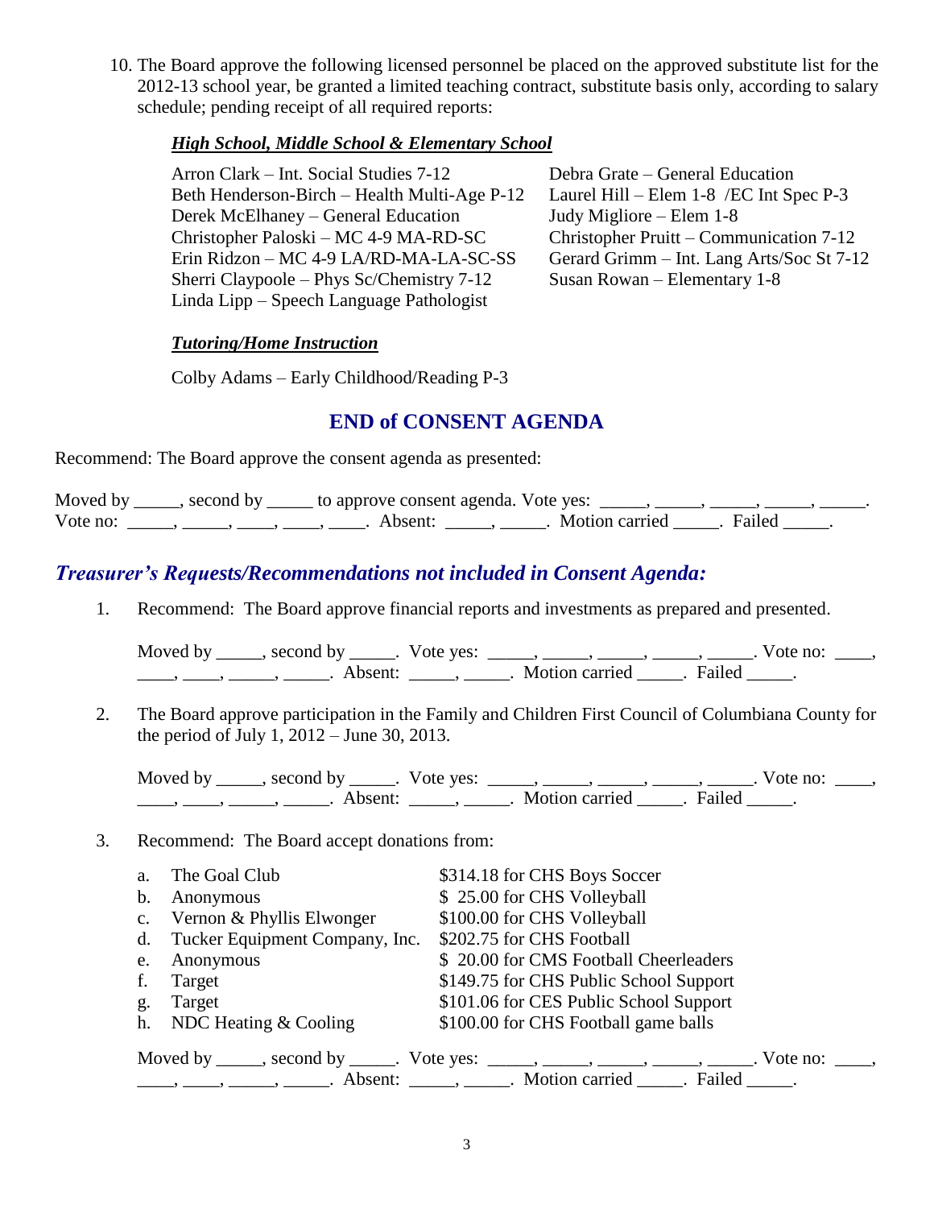10. The Board approve the following licensed personnel be placed on the approved substitute list for the 2012-13 school year, be granted a limited teaching contract, substitute basis only, according to salary schedule; pending receipt of all required reports:

***High School, Middle School & Elementary School***

Arron Clark – Int. Social Studies 7-12
Beth Henderson-Birch – Health Multi-Age P-12
Derek McElhaney – General Education
Christopher Paloski – MC 4-9 MA-RD-SC
Erin Ridzon – MC 4-9 LA/RD-MA-LA-SC-SS
Sherri Claypoole – Phys Sc/Chemistry 7-12
Linda Lipp – Speech Language Pathologist
Debra Grate – General Education
Laurel Hill – Elem 1-8 /EC Int Spec P-3
Judy Migliore – Elem 1-8
Christopher Pruitt – Communication 7-12
Gerard Grimm – Int. Lang Arts/Soc St 7-12
Susan Rowan – Elementary 1-8

***Tutoring/Home Instruction***

Colby Adams – Early Childhood/Reading P-3

## END of CONSENT AGENDA

Recommend: The Board approve the consent agenda as presented:

Moved by _____, second by _____ to approve consent agenda. Vote yes: _____, _____, _____, _____, _____. Vote no: _____, _____, ____, ____, ____. Absent: _____, _____. Motion carried _____. Failed _____.

## *Treasurer's Requests/Recommendations not included in Consent Agenda:*

1. Recommend: The Board approve financial reports and investments as prepared and presented.

   Moved by _____, second by _____. Vote yes: _____, _____, _____, _____, _____. Vote no: ____, ____, ____, _____, _____. Absent: _____, _____. Motion carried _____. Failed _____.

2. The Board approve participation in the Family and Children First Council of Columbiana County for the period of July 1, 2012 – June 30, 2013.

   Moved by _____, second by _____. Vote yes: _____, _____, _____, _____, _____. Vote no: ____, ____, ____, _____, _____. Absent: _____, _____. Motion carried _____. Failed _____.

3. Recommend: The Board accept donations from:

   a. The Goal Club — $314.18 for CHS Boys Soccer
   b. Anonymous — $ 25.00 for CHS Volleyball
   c. Vernon & Phyllis Elwonger — $100.00 for CHS Volleyball
   d. Tucker Equipment Company, Inc. — $202.75 for CHS Football
   e. Anonymous — $ 20.00 for CMS Football Cheerleaders
   f. Target — $149.75 for CHS Public School Support
   g. Target — $101.06 for CES Public School Support
   h. NDC Heating & Cooling — $100.00 for CHS Football game balls

   Moved by _____, second by _____. Vote yes: _____, _____, _____, _____, _____. Vote no: ____, ____, ____, _____, _____. Absent: _____, _____. Motion carried _____. Failed _____.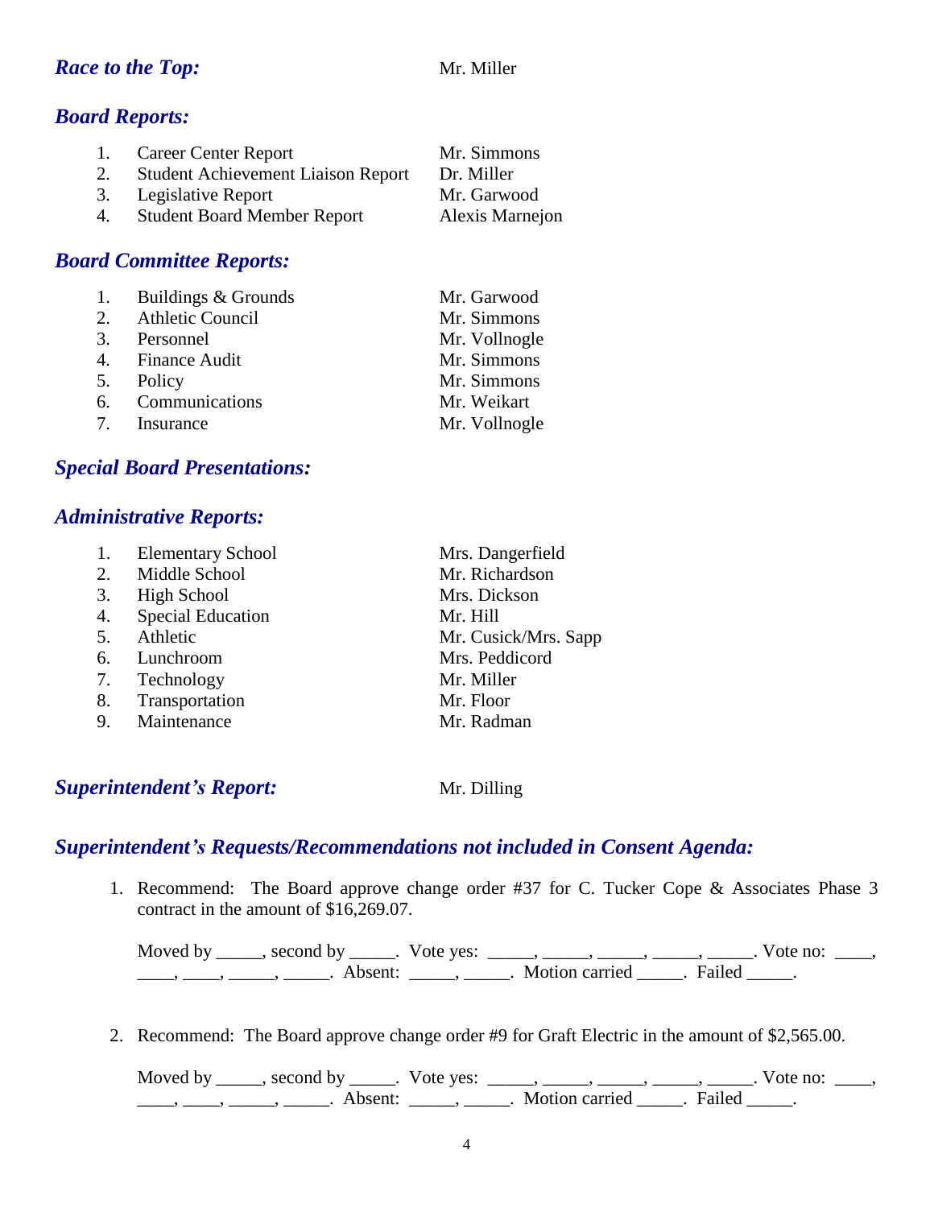## *Race to the Top:* Mr. Miller

## *Board Reports:*

| | | |
|---|---|---|
| 1. | Career Center Report | Mr. Simmons |
| 2. | Student Achievement Liaison Report | Dr. Miller |
| 3. | Legislative Report | Mr. Garwood |
| 4. | Student Board Member Report | Alexis Marnejon |

## *Board Committee Reports:*

| | | |
|---|---|---|
| 1. | Buildings & Grounds | Mr. Garwood |
| 2. | Athletic Council | Mr. Simmons |
| 3. | Personnel | Mr. Vollnogle |
| 4. | Finance Audit | Mr. Simmons |
| 5. | Policy | Mr. Simmons |
| 6. | Communications | Mr. Weikart |
| 7. | Insurance | Mr. Vollnogle |

## *Special Board Presentations:*

## *Administrative Reports:*

| | | |
|---|---|---|
| 1. | Elementary School | Mrs. Dangerfield |
| 2. | Middle School | Mr. Richardson |
| 3. | High School | Mrs. Dickson |
| 4. | Special Education | Mr. Hill |
| 5. | Athletic | Mr. Cusick/Mrs. Sapp |
| 6. | Lunchroom | Mrs. Peddicord |
| 7. | Technology | Mr. Miller |
| 8. | Transportation | Mr. Floor |
| 9. | Maintenance | Mr. Radman |

## *Superintendent's Report:* Mr. Dilling

## *Superintendent's Requests/Recommendations not included in Consent Agenda:*

1. Recommend: The Board approve change order #37 for C. Tucker Cope & Associates Phase 3 contract in the amount of $16,269.07.

   Moved by _____, second by _____. Vote yes: _____, _____, _____, _____, _____. Vote no: ____, ____, ____, _____, _____. Absent: _____, _____. Motion carried _____. Failed _____.

2. Recommend: The Board approve change order #9 for Graft Electric in the amount of $2,565.00.

   Moved by _____, second by _____. Vote yes: _____, _____, _____, _____, _____. Vote no: ____, ____, ____, _____, _____. Absent: _____, _____. Motion carried _____. Failed _____.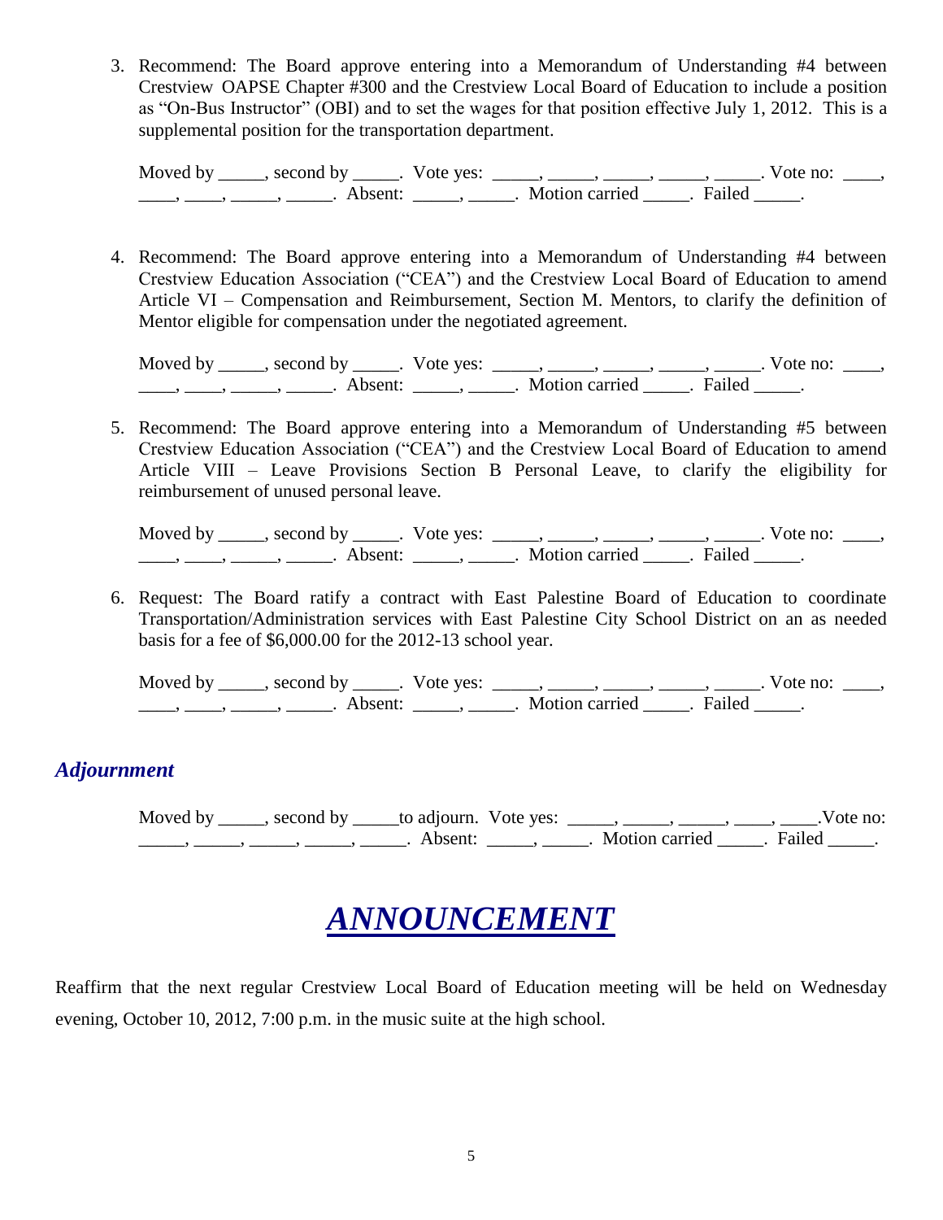3. Recommend: The Board approve entering into a Memorandum of Understanding #4 between Crestview OAPSE Chapter #300 and the Crestview Local Board of Education to include a position as "On-Bus Instructor" (OBI) and to set the wages for that position effective July 1, 2012. This is a supplemental position for the transportation department.

   Moved by _____, second by _____. Vote yes: _____, _____, _____, _____, _____. Vote no: ____, ____, ____, _____, _____. Absent: _____, _____. Motion carried _____. Failed _____.

4. Recommend: The Board approve entering into a Memorandum of Understanding #4 between Crestview Education Association ("CEA") and the Crestview Local Board of Education to amend Article VI – Compensation and Reimbursement, Section M. Mentors, to clarify the definition of Mentor eligible for compensation under the negotiated agreement.

   Moved by _____, second by _____. Vote yes: _____, _____, _____, _____, _____. Vote no: ____, ____, ____, _____, _____. Absent: _____, _____. Motion carried _____. Failed _____.

5. Recommend: The Board approve entering into a Memorandum of Understanding #5 between Crestview Education Association ("CEA") and the Crestview Local Board of Education to amend Article VIII – Leave Provisions Section B Personal Leave, to clarify the eligibility for reimbursement of unused personal leave.

   Moved by _____, second by _____. Vote yes: _____, _____, _____, _____, _____. Vote no: ____, ____, ____, _____, _____. Absent: _____, _____. Motion carried _____. Failed _____.

6. Request: The Board ratify a contract with East Palestine Board of Education to coordinate Transportation/Administration services with East Palestine City School District on an as needed basis for a fee of $6,000.00 for the 2012-13 school year.

   Moved by _____, second by _____. Vote yes: _____, _____, _____, _____, _____. Vote no: ____, ____, ____, _____, _____. Absent: _____, _____. Motion carried _____. Failed _____.

### *Adjournment*

Moved by _____, second by _____to adjourn. Vote yes: _____, _____, _____, ____, ____.Vote no: _____, _____, _____, _____, _____. Absent: _____, _____. Motion carried _____. Failed _____.

# ***ANNOUNCEMENT***

Reaffirm that the next regular Crestview Local Board of Education meeting will be held on Wednesday evening, October 10, 2012, 7:00 p.m. in the music suite at the high school.